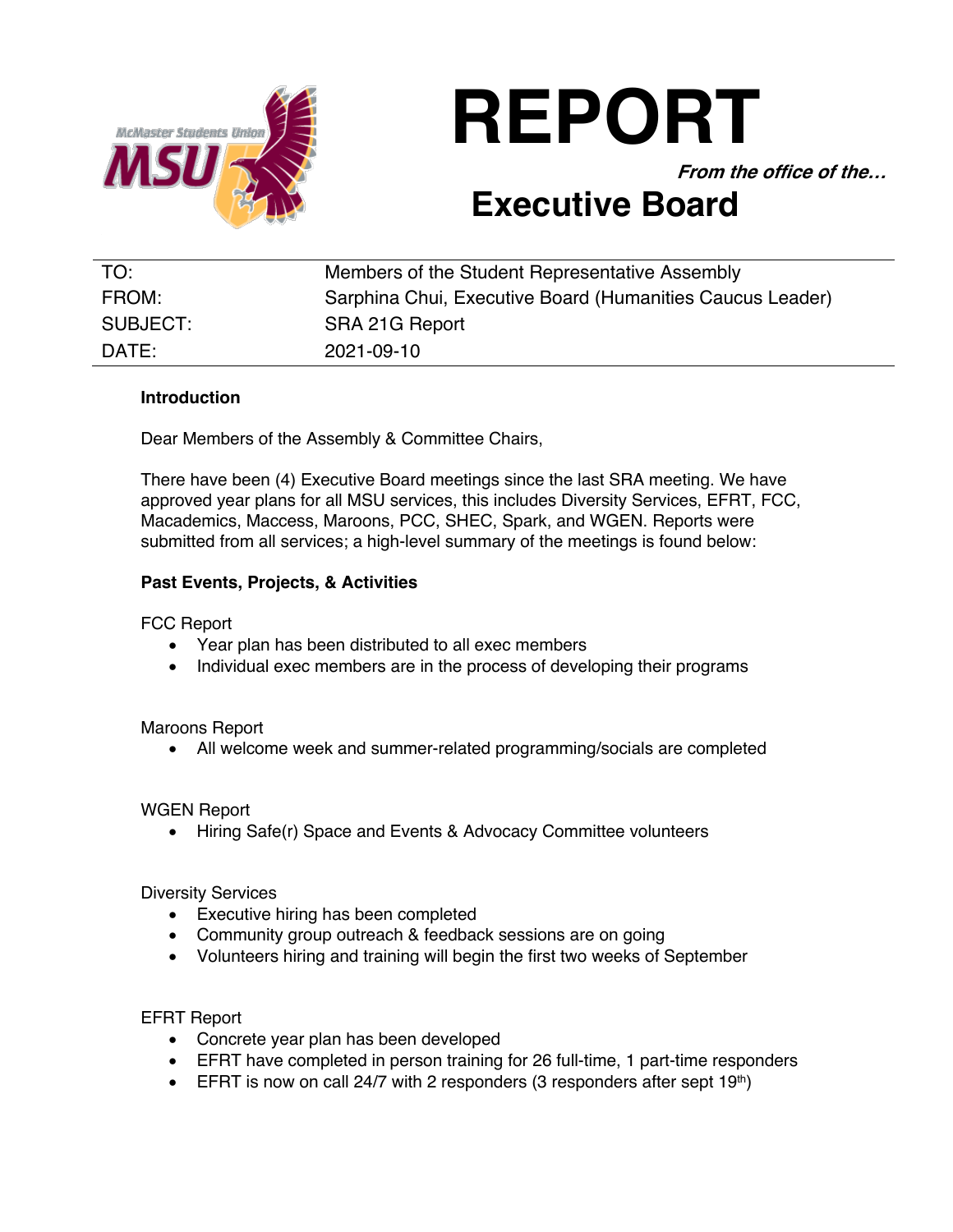# REPORT

***From the office of the…***

## Executive Board

| | |
|---|---|
| TO: | Members of the Student Representative Assembly |
| FROM: | Sarphina Chui, Executive Board (Humanities Caucus Leader) |
| SUBJECT: | SRA 21G Report |
| DATE: | 2021-09-10 |

**Introduction**

Dear Members of the Assembly & Committee Chairs,

There have been (4) Executive Board meetings since the last SRA meeting. We have approved year plans for all MSU services, this includes Diversity Services, EFRT, FCC, Macademics, Maccess, Maroons, PCC, SHEC, Spark, and WGEN. Reports were submitted from all services; a high-level summary of the meetings is found below:

**Past Events, Projects, & Activities**

FCC Report

- Year plan has been distributed to all exec members
- Individual exec members are in the process of developing their programs

Maroons Report

- All welcome week and summer-related programming/socials are completed

WGEN Report

- Hiring Safe(r) Space and Events & Advocacy Committee volunteers

Diversity Services

- Executive hiring has been completed
- Community group outreach & feedback sessions are on going
- Volunteers hiring and training will begin the first two weeks of September

EFRT Report

- Concrete year plan has been developed
- EFRT have completed in person training for 26 full-time, 1 part-time responders
- EFRT is now on call 24/7 with 2 responders (3 responders after sept 19th)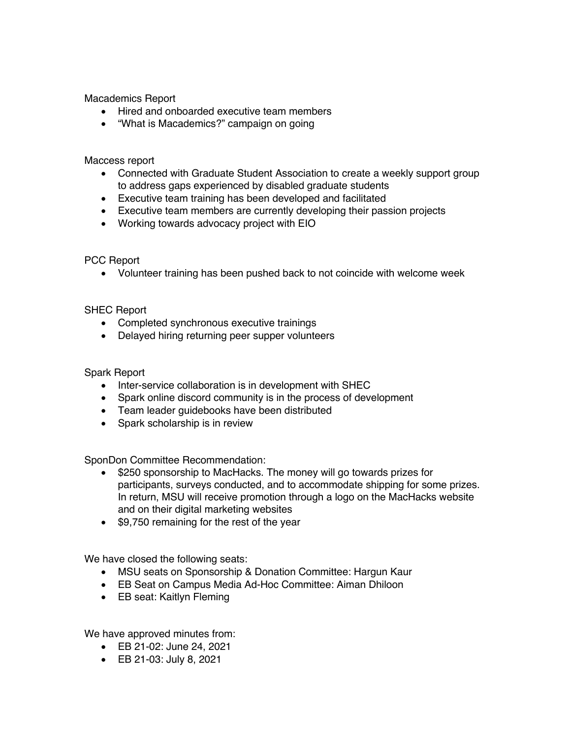Macademics Report

- Hired and onboarded executive team members
- "What is Macademics?" campaign on going

Maccess report

- Connected with Graduate Student Association to create a weekly support group to address gaps experienced by disabled graduate students
- Executive team training has been developed and facilitated
- Executive team members are currently developing their passion projects
- Working towards advocacy project with EIO

PCC Report

- Volunteer training has been pushed back to not coincide with welcome week

SHEC Report

- Completed synchronous executive trainings
- Delayed hiring returning peer supper volunteers

Spark Report

- Inter-service collaboration is in development with SHEC
- Spark online discord community is in the process of development
- Team leader guidebooks have been distributed
- Spark scholarship is in review

SponDon Committee Recommendation:

- $250 sponsorship to MacHacks. The money will go towards prizes for participants, surveys conducted, and to accommodate shipping for some prizes. In return, MSU will receive promotion through a logo on the MacHacks website and on their digital marketing websites
- $9,750 remaining for the rest of the year

We have closed the following seats:

- MSU seats on Sponsorship & Donation Committee: Hargun Kaur
- EB Seat on Campus Media Ad-Hoc Committee: Aiman Dhiloon
- EB seat: Kaitlyn Fleming

We have approved minutes from:

- EB 21-02: June 24, 2021
- EB 21-03: July 8, 2021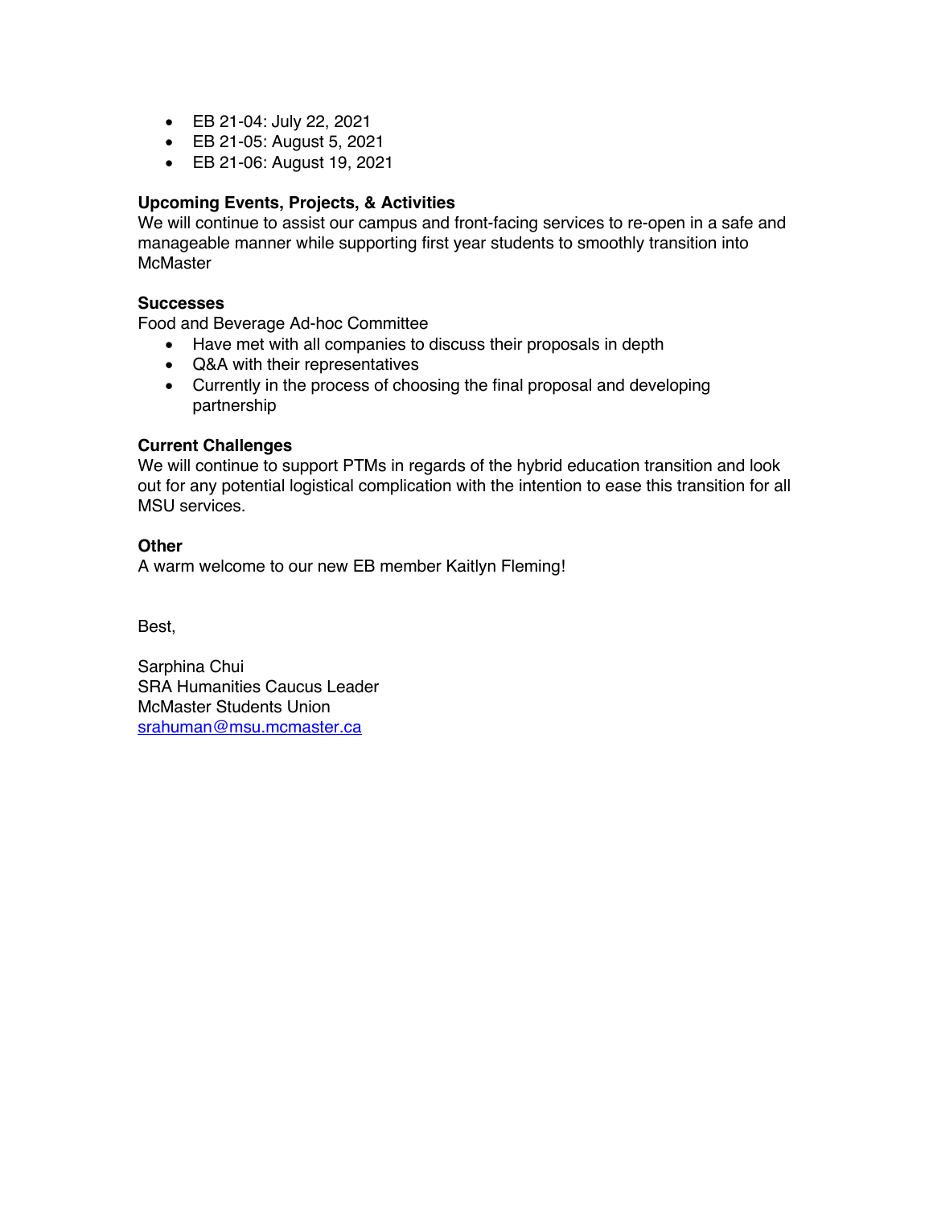- EB 21-04: July 22, 2021
- EB 21-05: August 5, 2021
- EB 21-06: August 19, 2021

**Upcoming Events, Projects, & Activities**
We will continue to assist our campus and front-facing services to re-open in a safe and manageable manner while supporting first year students to smoothly transition into McMaster

**Successes**
Food and Beverage Ad-hoc Committee

- Have met with all companies to discuss their proposals in depth
- Q&A with their representatives
- Currently in the process of choosing the final proposal and developing partnership

**Current Challenges**
We will continue to support PTMs in regards of the hybrid education transition and look out for any potential logistical complication with the intention to ease this transition for all MSU services.

**Other**
A warm welcome to our new EB member Kaitlyn Fleming!

Best,

Sarphina Chui
SRA Humanities Caucus Leader
McMaster Students Union
srahuman@msu.mcmaster.ca